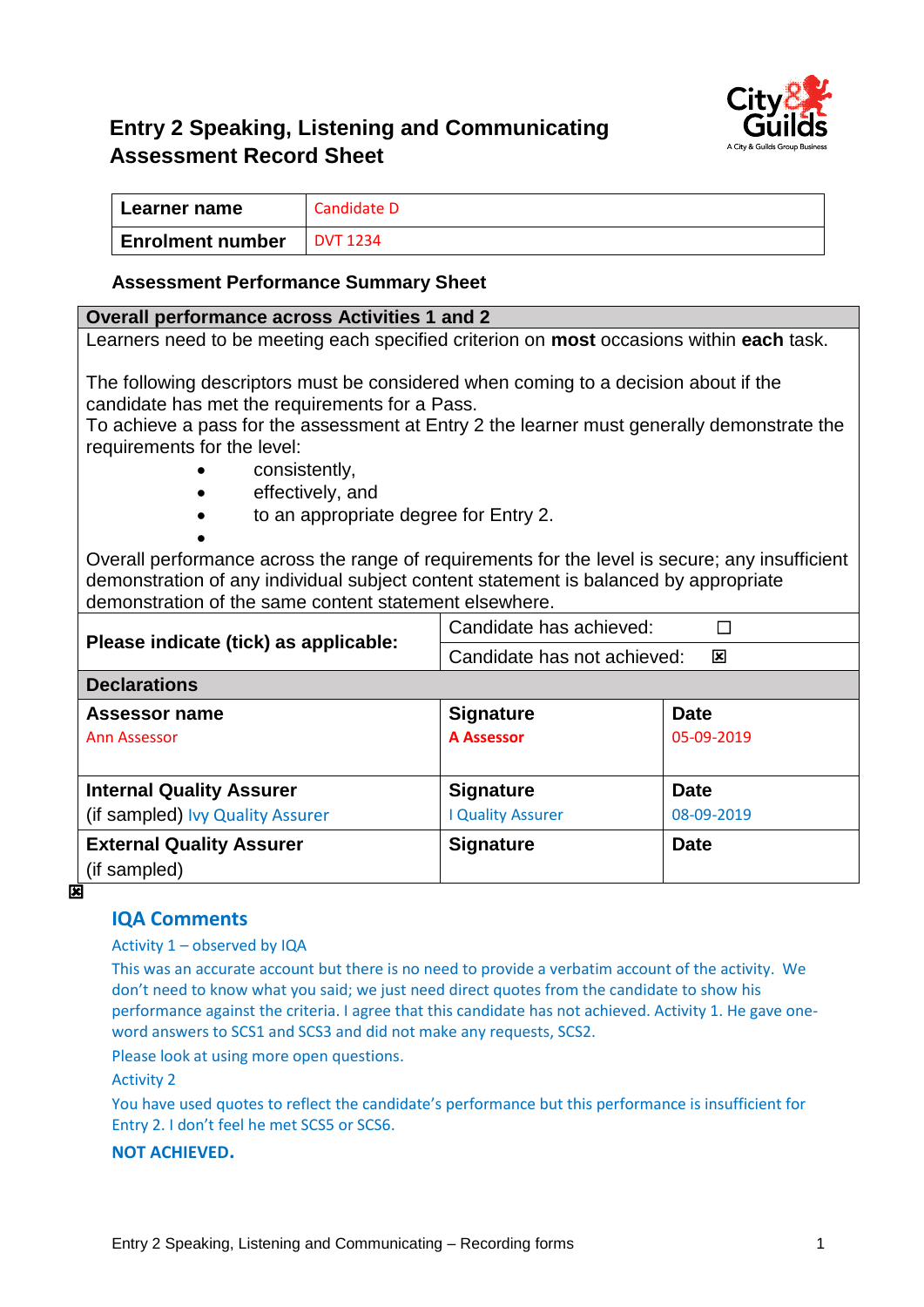# Entry 2 Speaking, Listening and Communicating Assessment Record Sheet

| Learner name | Candidate D |
|---|---|
| Enrolment number | DVT 1234 |

**Assessment Performance Summary Sheet**

| **Overall performance across Activities 1 and 2** | | |
|---|---|---|
| Learners need to be meeting each specified criterion on **most** occasions within **each** task.<br><br>The following descriptors must be considered when coming to a decision about if the candidate has met the requirements for a Pass.<br>To achieve a pass for the assessment at Entry 2 the learner must generally demonstrate the requirements for the level:<br>• consistently,<br>• effectively, and<br>• to an appropriate degree for Entry 2.<br>•<br>Overall performance across the range of requirements for the level is secure; any insufficient demonstration of any individual subject content statement is balanced by appropriate demonstration of the same content statement elsewhere. | | |
| **Please indicate (tick) as applicable:** | Candidate has achieved: ☐ | |
| | Candidate has not achieved: ☒ | |
| **Declarations** | | |
| **Assessor name**<br>Ann Assessor | **Signature**<br>**A Assessor** | **Date**<br>05-09-2019 |
| **Internal Quality Assurer**<br>(if sampled) Ivy Quality Assurer | **Signature**<br>I Quality Assurer | **Date**<br>08-09-2019 |
| **External Quality Assurer**<br>(if sampled) | **Signature** | **Date** |

☒

## IQA Comments

Activity 1 – observed by IQA

This was an accurate account but there is no need to provide a verbatim account of the activity. We don't need to know what you said; we just need direct quotes from the candidate to show his performance against the criteria. I agree that this candidate has not achieved. Activity 1. He gave one-word answers to SCS1 and SCS3 and did not make any requests, SCS2.

Please look at using more open questions.

Activity 2

You have used quotes to reflect the candidate's performance but this performance is insufficient for Entry 2. I don't feel he met SCS5 or SCS6.

**NOT ACHIEVED.**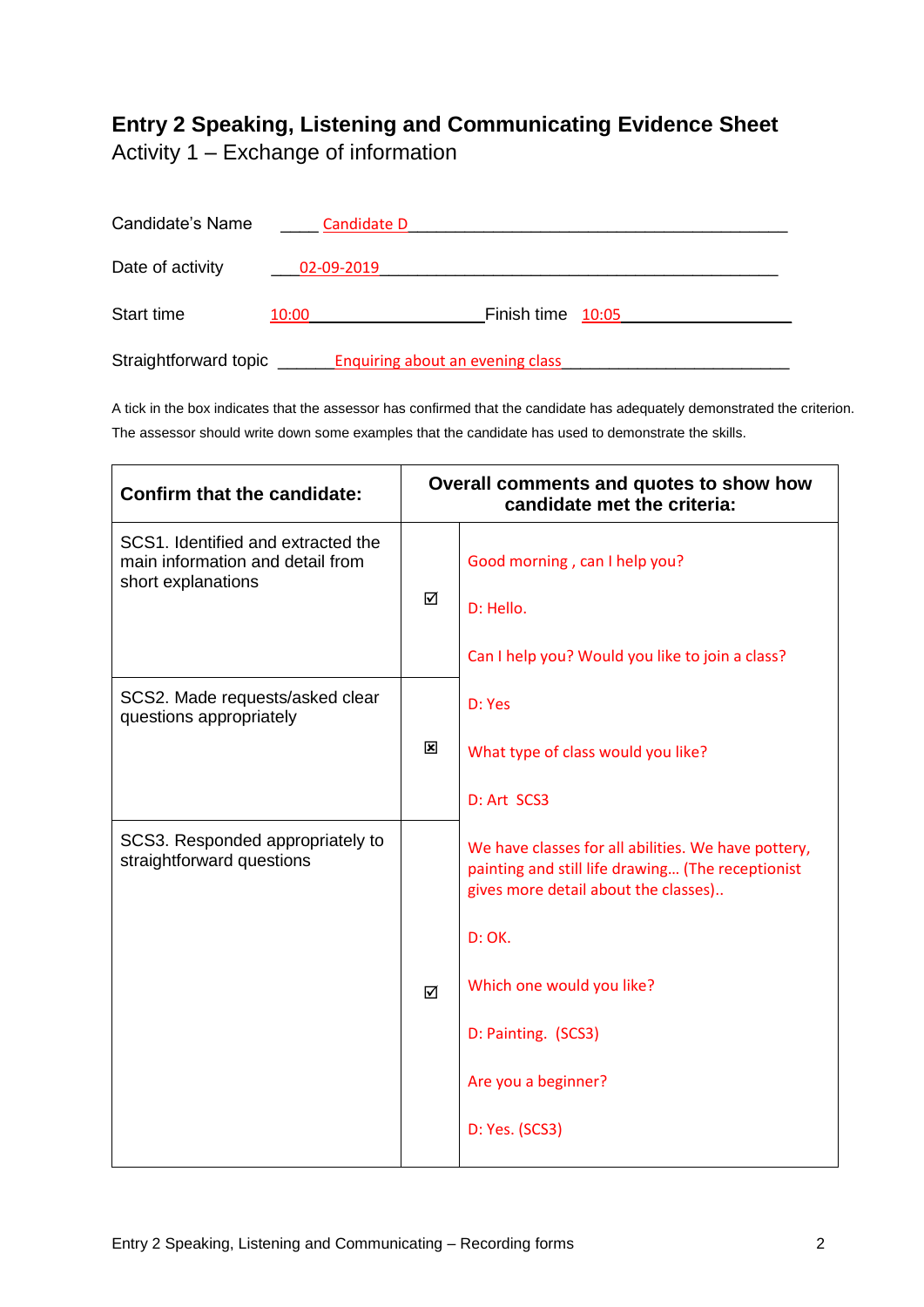# Entry 2 Speaking, Listening and Communicating Evidence Sheet

Activity 1 – Exchange of information

Candidate's Name _____ Candidate D

Date of activity ___02-09-2019

Start time 10:00 Finish time 10:05

Straightforward topic ______Enquiring about an evening class

A tick in the box indicates that the assessor has confirmed that the candidate has adequately demonstrated the criterion. The assessor should write down some examples that the candidate has used to demonstrate the skills.

| Confirm that the candidate: | | Overall comments and quotes to show how candidate met the criteria: |
|---|---|---|
| SCS1. Identified and extracted the main information and detail from short explanations | ☑ | Good morning , can I help you?<br><br>D: Hello.<br><br>Can I help you? Would you like to join a class? |
| SCS2. Made requests/asked clear questions appropriately | ☒ | D: Yes<br><br>What type of class would you like?<br><br>D: Art SCS3 |
| SCS3. Responded appropriately to straightforward questions | ☑ | We have classes for all abilities. We have pottery, painting and still life drawing… (The receptionist gives more detail about the classes)..<br><br>D: OK.<br><br>Which one would you like?<br><br>D: Painting. (SCS3)<br><br>Are you a beginner?<br><br>D: Yes. (SCS3) |

Entry 2 Speaking, Listening and Communicating – Recording forms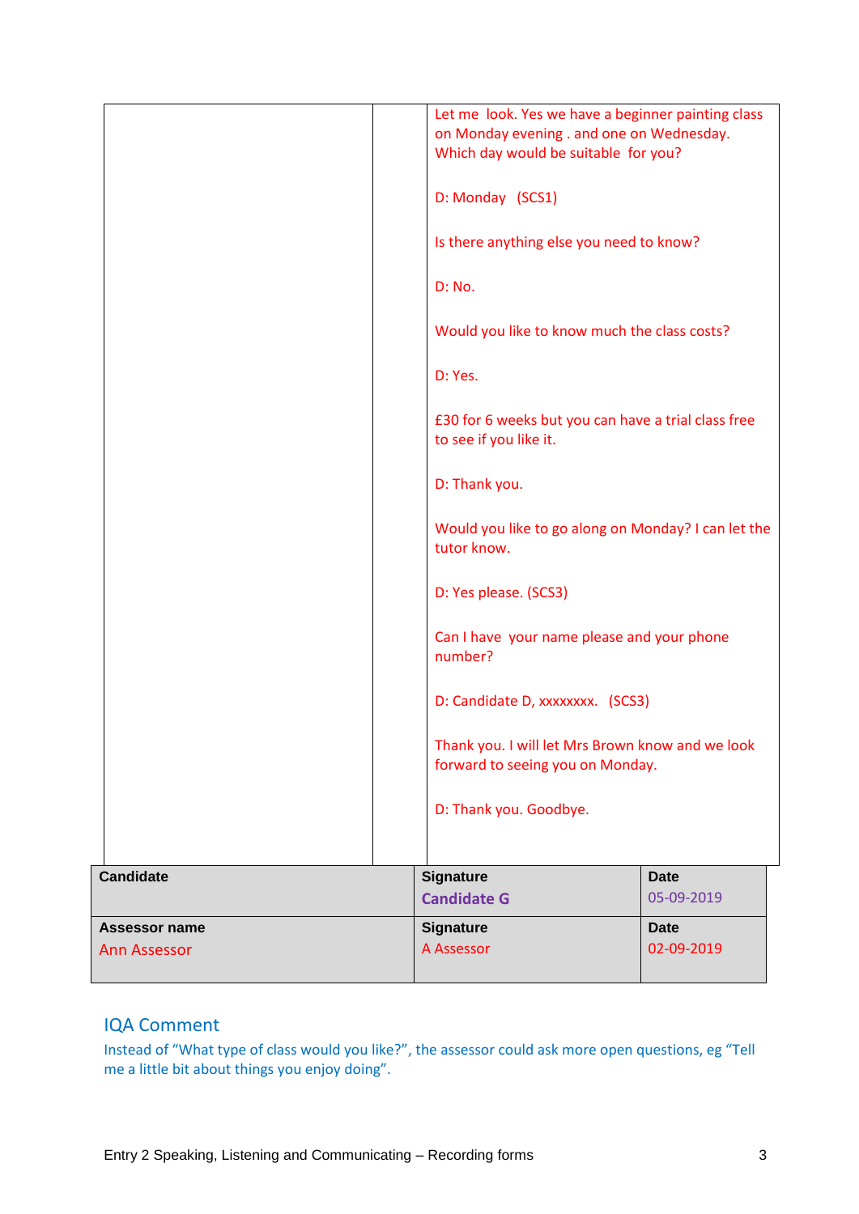| | | |
|---|---|---|
| | | Let me look. Yes we have a beginner painting class on Monday evening . and one on Wednesday. Which day would be suitable for you?<br><br>D: Monday (SCS1)<br><br>Is there anything else you need to know?<br><br>D: No.<br><br>Would you like to know much the class costs?<br><br>D: Yes.<br><br>£30 for 6 weeks but you can have a trial class free to see if you like it.<br><br>D: Thank you.<br><br>Would you like to go along on Monday? I can let the tutor know.<br><br>D: Yes please. (SCS3)<br><br>Can I have your name please and your phone number?<br><br>D: Candidate D, xxxxxxxx. (SCS3)<br><br>Thank you. I will let Mrs Brown know and we look forward to seeing you on Monday.<br><br>D: Thank you. Goodbye. |

| Candidate | Signature | Date |
|---|---|---|
| | Candidate G | 05-09-2019 |
| **Assessor name** | **Signature** | **Date** |
| Ann Assessor | A Assessor | 02-09-2019 |

## IQA Comment

Instead of "What type of class would you like?", the assessor could ask more open questions, eg "Tell me a little bit about things you enjoy doing".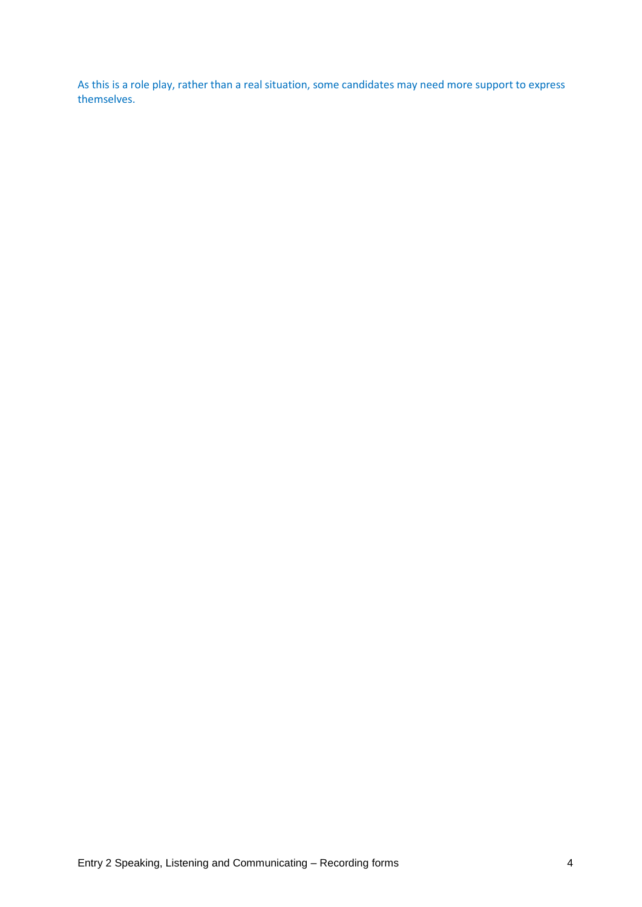As this is a role play, rather than a real situation, some candidates may need more support to express themselves.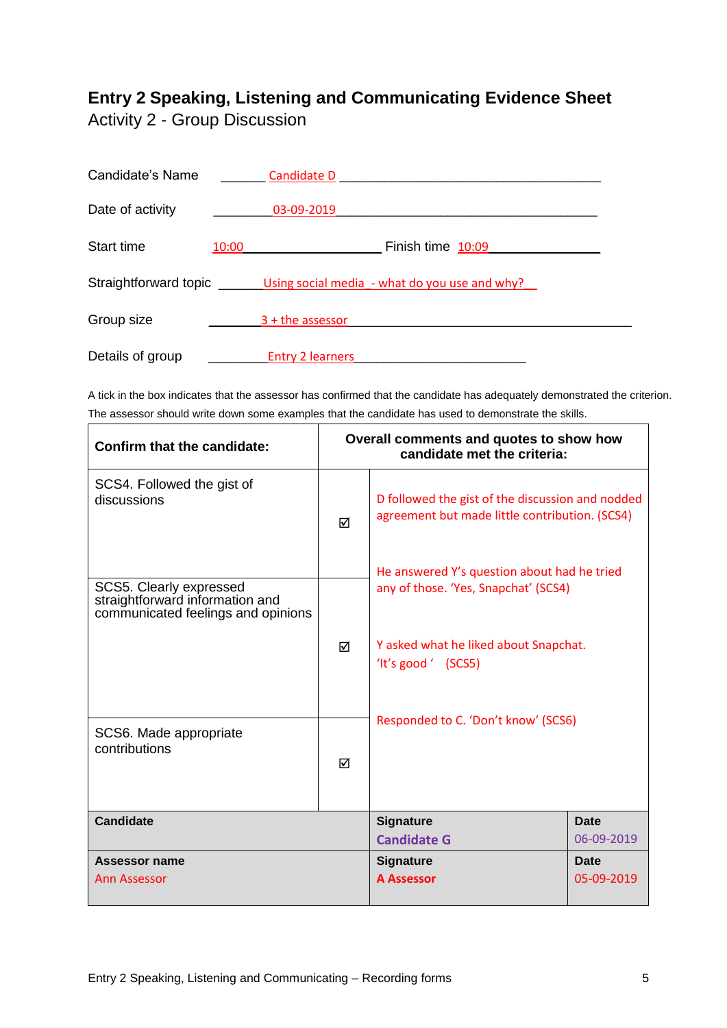# Entry 2 Speaking, Listening and Communicating Evidence Sheet

Activity 2 - Group Discussion

Candidate's Name Candidate D

Date of activity 03-09-2019

Start time 10:00 Finish time 10:09

Straightforward topic Using social media - what do you use and why?

Group size 3 + the assessor

Details of group Entry 2 learners

A tick in the box indicates that the assessor has confirmed that the candidate has adequately demonstrated the criterion. The assessor should write down some examples that the candidate has used to demonstrate the skills.

| Confirm that the candidate: | | Overall comments and quotes to show how candidate met the criteria: | |
|---|---|---|---|
| SCS4. Followed the gist of discussions | ☑ | D followed the gist of the discussion and nodded agreement but made little contribution. (SCS4)<br><br>He answered Y's question about had he tried any of those. 'Yes, Snapchat' (SCS4)<br><br>Y asked what he liked about Snapchat. 'It's good ' (SCS5)<br><br>Responded to C. 'Don't know' (SCS6) | |
| SCS5. Clearly expressed straightforward information and communicated feelings and opinions | ☑ | | |
| SCS6. Made appropriate contributions | ☑ | | |
| **Candidate** | | **Signature**<br>**Candidate G** | **Date**<br>06-09-2019 |
| **Assessor name**<br>Ann Assessor | | **Signature**<br>**A Assessor** | **Date**<br>05-09-2019 |